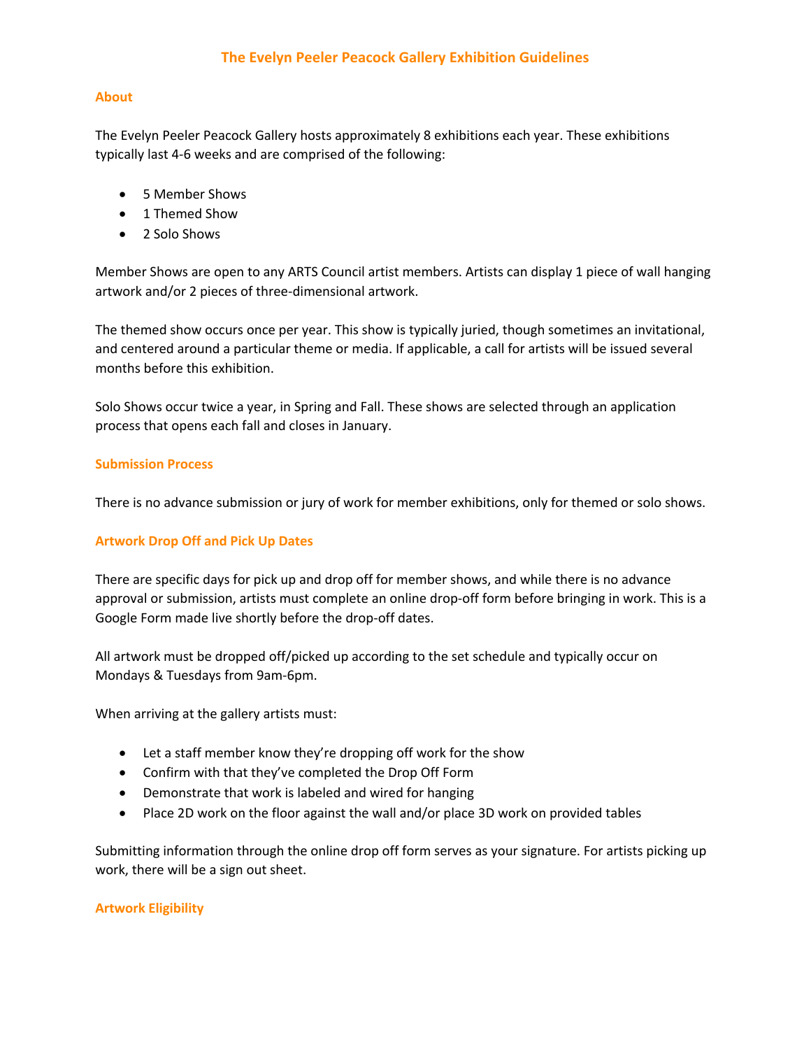# The Evelyn Peeler Peacock Gallery Exhibition Guidelines

## About

The Evelyn Peeler Peacock Gallery hosts approximately 8 exhibitions each year. These exhibitions typically last 4-6 weeks and are comprised of the following:

- 5 Member Shows
- 1 Themed Show
- 2 Solo Shows

Member Shows are open to any ARTS Council artist members. Artists can display 1 piece of wall hanging artwork and/or 2 pieces of three-dimensional artwork.

The themed show occurs once per year. This show is typically juried, though sometimes an invitational, and centered around a particular theme or media. If applicable, a call for artists will be issued several months before this exhibition.

Solo Shows occur twice a year, in Spring and Fall. These shows are selected through an application process that opens each fall and closes in January.

## Submission Process

There is no advance submission or jury of work for member exhibitions, only for themed or solo shows.

## Artwork Drop Off and Pick Up Dates

There are specific days for pick up and drop off for member shows, and while there is no advance approval or submission, artists must complete an online drop-off form before bringing in work. This is a Google Form made live shortly before the drop-off dates.

All artwork must be dropped off/picked up according to the set schedule and typically occur on Mondays & Tuesdays from 9am-6pm.

When arriving at the gallery artists must:

- Let a staff member know they're dropping off work for the show
- Confirm with that they've completed the Drop Off Form
- Demonstrate that work is labeled and wired for hanging
- Place 2D work on the floor against the wall and/or place 3D work on provided tables

Submitting information through the online drop off form serves as your signature. For artists picking up work, there will be a sign out sheet.

## Artwork Eligibility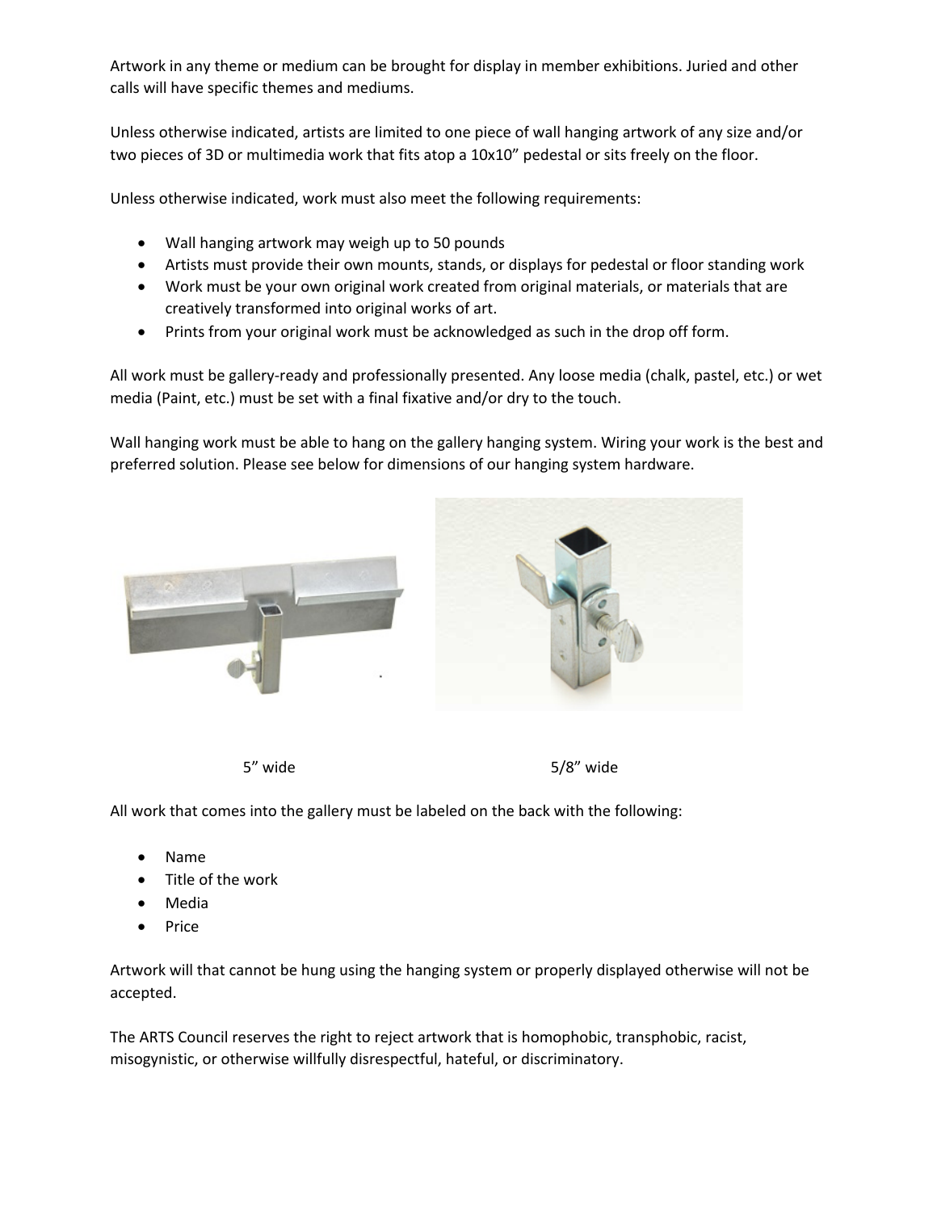Artwork in any theme or medium can be brought for display in member exhibitions. Juried and other calls will have specific themes and mediums.

Unless otherwise indicated, artists are limited to one piece of wall hanging artwork of any size and/or two pieces of 3D or multimedia work that fits atop a 10x10" pedestal or sits freely on the floor.

Unless otherwise indicated, work must also meet the following requirements:

- Wall hanging artwork may weigh up to 50 pounds
- Artists must provide their own mounts, stands, or displays for pedestal or floor standing work
- Work must be your own original work created from original materials, or materials that are creatively transformed into original works of art.
- Prints from your original work must be acknowledged as such in the drop off form.

All work must be gallery-ready and professionally presented. Any loose media (chalk, pastel, etc.) or wet media (Paint, etc.) must be set with a final fixative and/or dry to the touch.

Wall hanging work must be able to hang on the gallery hanging system. Wiring your work is the best and preferred solution. Please see below for dimensions of our hanging system hardware.

5" wide

5/8" wide

All work that comes into the gallery must be labeled on the back with the following:

- Name
- Title of the work
- Media
- Price

Artwork will that cannot be hung using the hanging system or properly displayed otherwise will not be accepted.

The ARTS Council reserves the right to reject artwork that is homophobic, transphobic, racist, misogynistic, or otherwise willfully disrespectful, hateful, or discriminatory.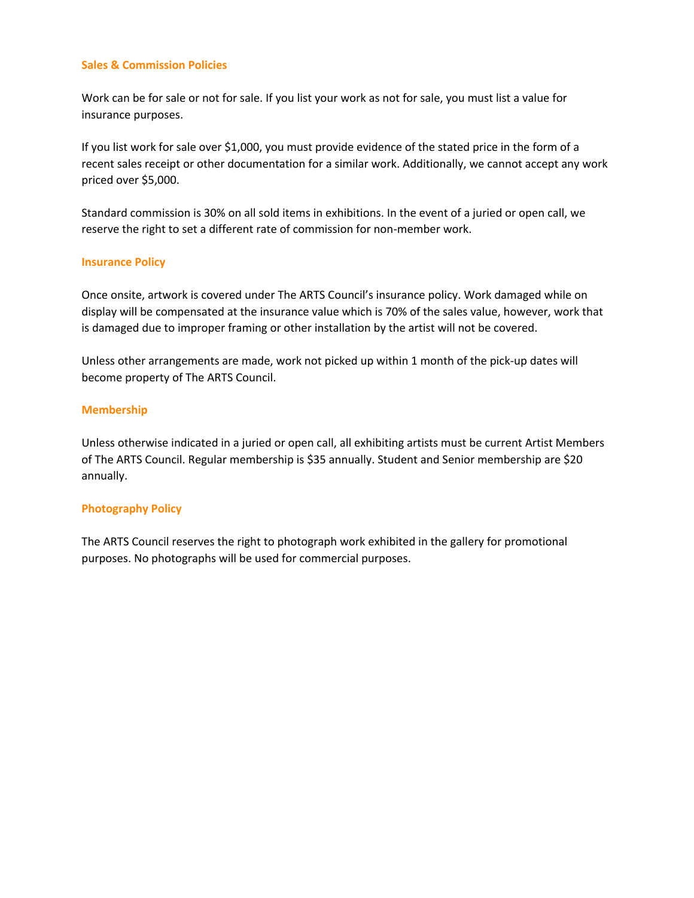## Sales & Commission Policies

Work can be for sale or not for sale. If you list your work as not for sale, you must list a value for insurance purposes.

If you list work for sale over $1,000, you must provide evidence of the stated price in the form of a recent sales receipt or other documentation for a similar work. Additionally, we cannot accept any work priced over $5,000.

Standard commission is 30% on all sold items in exhibitions. In the event of a juried or open call, we reserve the right to set a different rate of commission for non-member work.

## Insurance Policy

Once onsite, artwork is covered under The ARTS Council's insurance policy. Work damaged while on display will be compensated at the insurance value which is 70% of the sales value, however, work that is damaged due to improper framing or other installation by the artist will not be covered.

Unless other arrangements are made, work not picked up within 1 month of the pick-up dates will become property of The ARTS Council.

## Membership

Unless otherwise indicated in a juried or open call, all exhibiting artists must be current Artist Members of The ARTS Council. Regular membership is $35 annually. Student and Senior membership are $20 annually.

## Photography Policy

The ARTS Council reserves the right to photograph work exhibited in the gallery for promotional purposes. No photographs will be used for commercial purposes.